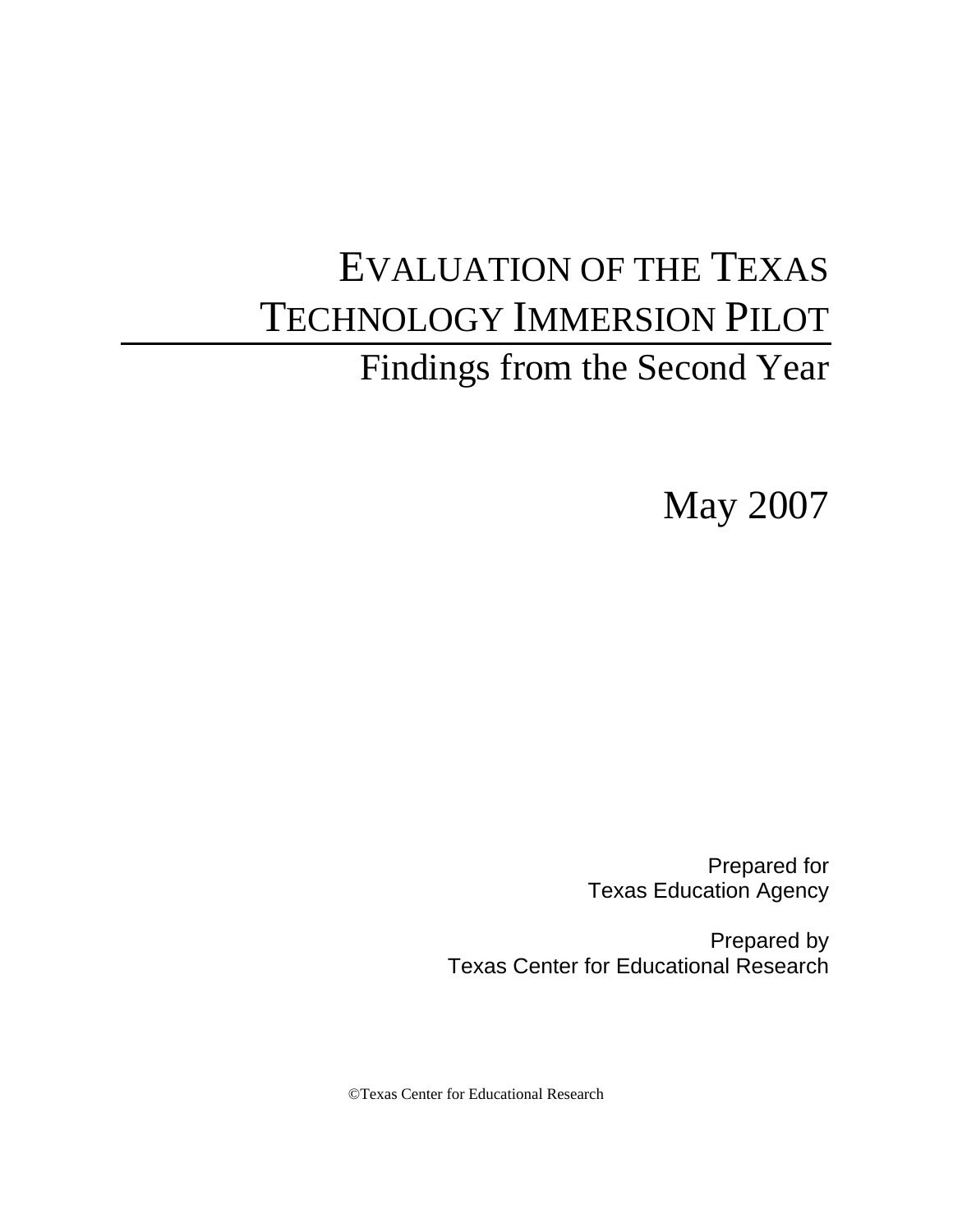# Evaluation of the Texas Technology Immersion Pilot

## Findings from the Second Year

May 2007

Prepared for
Texas Education Agency

Prepared by
Texas Center for Educational Research

©Texas Center for Educational Research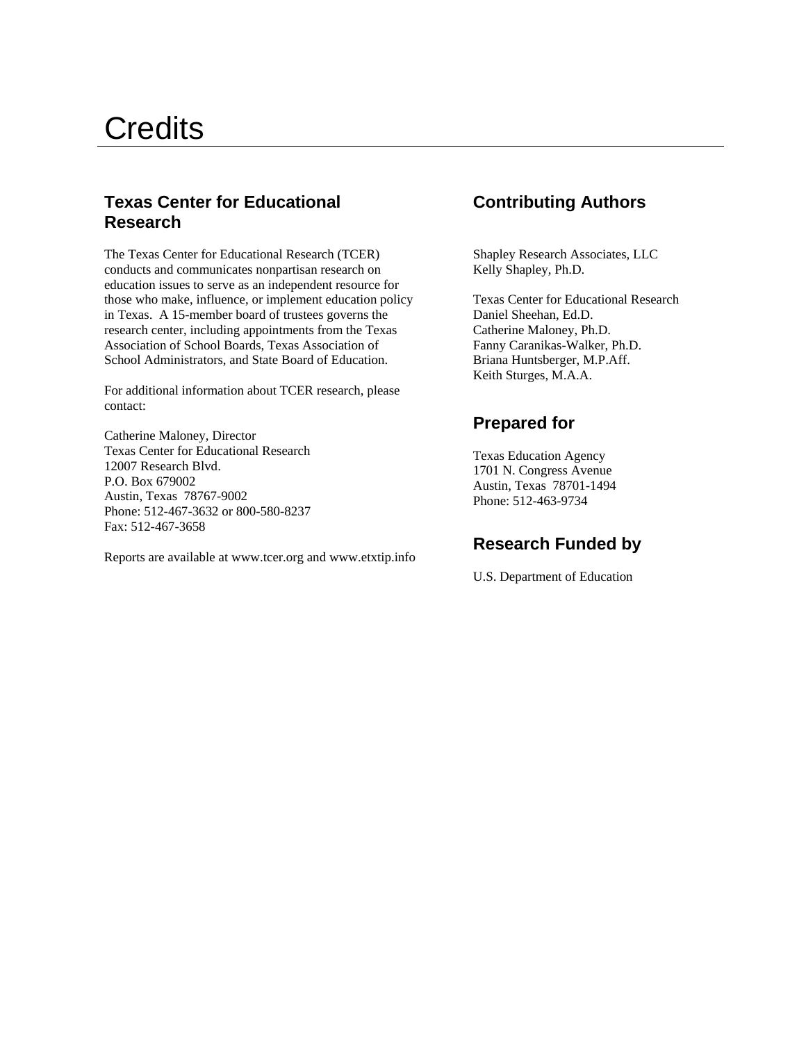# Credits

## Texas Center for Educational Research

The Texas Center for Educational Research (TCER) conducts and communicates nonpartisan research on education issues to serve as an independent resource for those who make, influence, or implement education policy in Texas. A 15-member board of trustees governs the research center, including appointments from the Texas Association of School Boards, Texas Association of School Administrators, and State Board of Education.

For additional information about TCER research, please contact:

Catherine Maloney, Director  
Texas Center for Educational Research  
12007 Research Blvd.  
P.O. Box 679002  
Austin, Texas 78767-9002  
Phone: 512-467-3632 or 800-580-8237  
Fax: 512-467-3658

Reports are available at www.tcer.org and www.etxtip.info

## Contributing Authors

Shapley Research Associates, LLC  
Kelly Shapley, Ph.D.

Texas Center for Educational Research  
Daniel Sheehan, Ed.D.  
Catherine Maloney, Ph.D.  
Fanny Caranikas-Walker, Ph.D.  
Briana Huntsberger, M.P.Aff.  
Keith Sturges, M.A.A.

## Prepared for

Texas Education Agency  
1701 N. Congress Avenue  
Austin, Texas 78701-1494  
Phone: 512-463-9734

## Research Funded by

U.S. Department of Education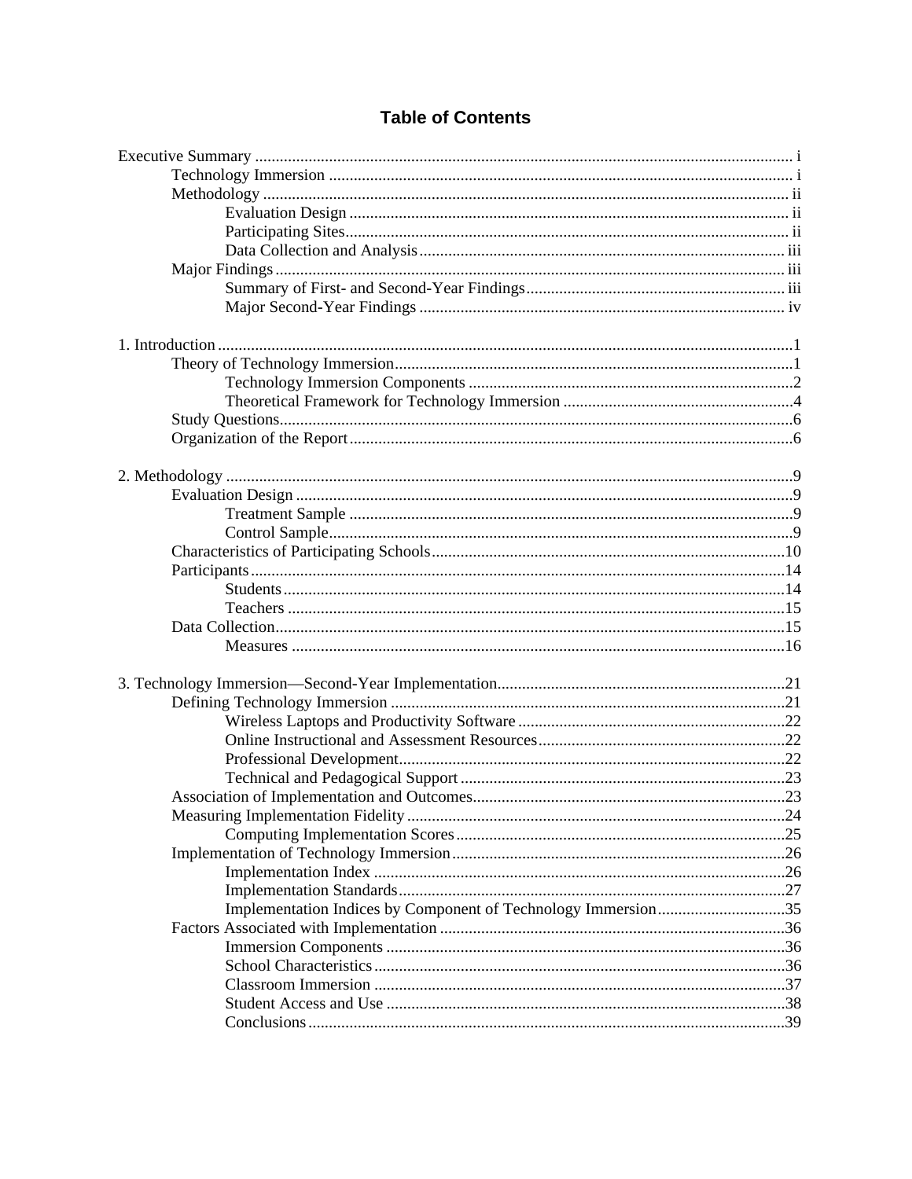# Table of Contents

Executive Summary ..... i
- Technology Immersion ..... i
- Methodology ..... ii
  - Evaluation Design ..... ii
  - Participating Sites ..... ii
  - Data Collection and Analysis ..... iii
- Major Findings ..... iii
  - Summary of First- and Second-Year Findings ..... iii
  - Major Second-Year Findings ..... iv

1. Introduction ..... 1
   - Theory of Technology Immersion ..... 1
     - Technology Immersion Components ..... 2
     - Theoretical Framework for Technology Immersion ..... 4
   - Study Questions ..... 6
   - Organization of the Report ..... 6

2. Methodology ..... 9
   - Evaluation Design ..... 9
     - Treatment Sample ..... 9
     - Control Sample ..... 9
   - Characteristics of Participating Schools ..... 10
   - Participants ..... 14
     - Students ..... 14
     - Teachers ..... 15
   - Data Collection ..... 15
     - Measures ..... 16

3. Technology Immersion—Second-Year Implementation ..... 21
   - Defining Technology Immersion ..... 21
     - Wireless Laptops and Productivity Software ..... 22
     - Online Instructional and Assessment Resources ..... 22
     - Professional Development ..... 22
     - Technical and Pedagogical Support ..... 23
   - Association of Implementation and Outcomes ..... 23
   - Measuring Implementation Fidelity ..... 24
     - Computing Implementation Scores ..... 25
   - Implementation of Technology Immersion ..... 26
     - Implementation Index ..... 26
     - Implementation Standards ..... 27
     - Implementation Indices by Component of Technology Immersion ..... 35
   - Factors Associated with Implementation ..... 36
     - Immersion Components ..... 36
     - School Characteristics ..... 36
     - Classroom Immersion ..... 37
     - Student Access and Use ..... 38
     - Conclusions ..... 39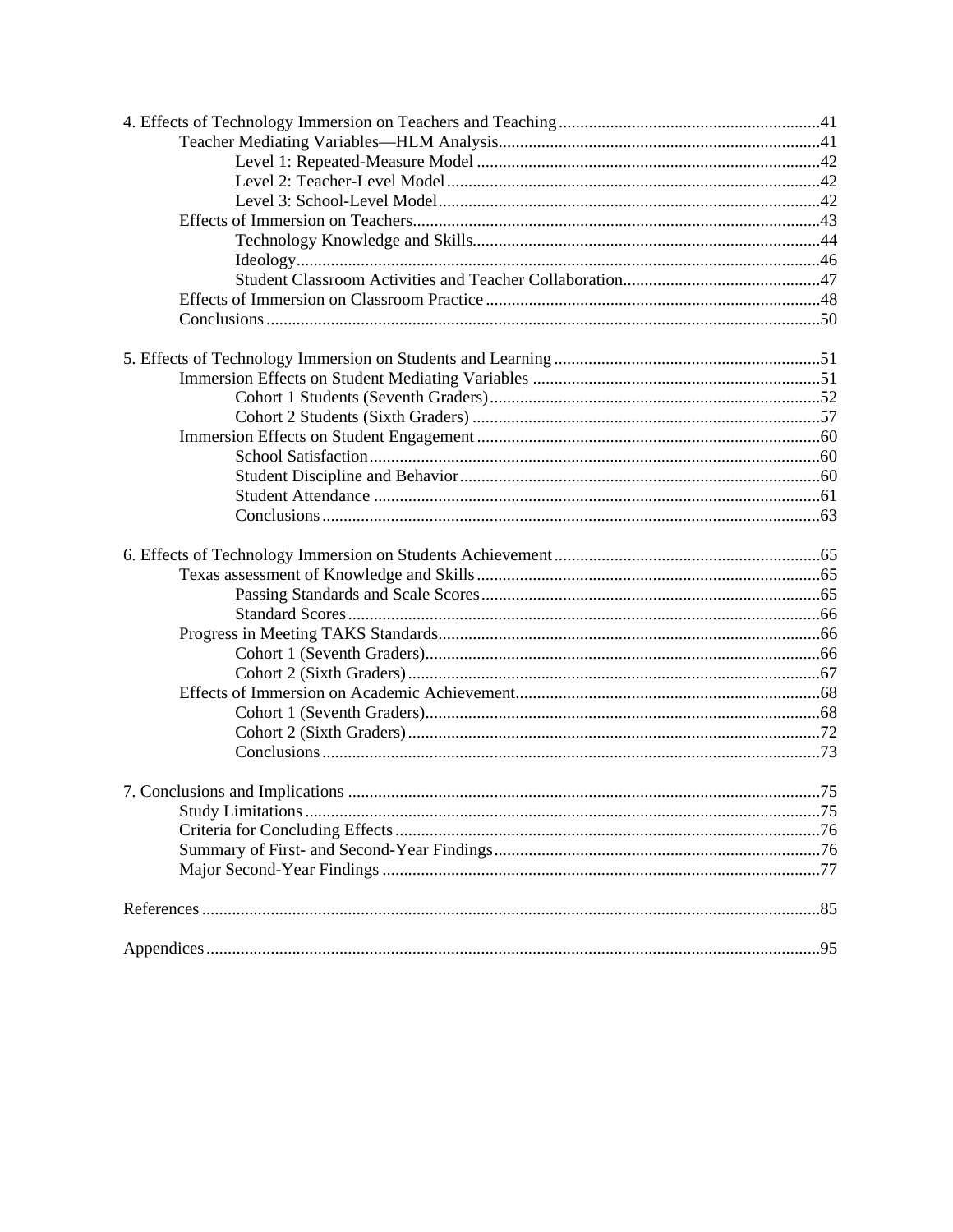4. Effects of Technology Immersion on Teachers and Teaching ....................41
    Teacher Mediating Variables—HLM Analysis....................41
        Level 1: Repeated-Measure Model ....................42
        Level 2: Teacher-Level Model ....................42
        Level 3: School-Level Model ....................42
    Effects of Immersion on Teachers....................43
        Technology Knowledge and Skills....................44
        Ideology....................46
        Student Classroom Activities and Teacher Collaboration....................47
    Effects of Immersion on Classroom Practice ....................48
    Conclusions ....................50

5. Effects of Technology Immersion on Students and Learning ....................51
    Immersion Effects on Student Mediating Variables ....................51
        Cohort 1 Students (Seventh Graders)....................52
        Cohort 2 Students (Sixth Graders) ....................57
    Immersion Effects on Student Engagement ....................60
        School Satisfaction....................60
        Student Discipline and Behavior....................60
        Student Attendance ....................61
        Conclusions ....................63

6. Effects of Technology Immersion on Students Achievement....................65
    Texas assessment of Knowledge and Skills ....................65
        Passing Standards and Scale Scores....................65
        Standard Scores ....................66
    Progress in Meeting TAKS Standards....................66
        Cohort 1 (Seventh Graders)....................66
        Cohort 2 (Sixth Graders) ....................67
    Effects of Immersion on Academic Achievement....................68
        Cohort 1 (Seventh Graders)....................68
        Cohort 2 (Sixth Graders) ....................72
        Conclusions ....................73

7. Conclusions and Implications ....................75
    Study Limitations ....................75
    Criteria for Concluding Effects ....................76
    Summary of First- and Second-Year Findings....................76
    Major Second-Year Findings ....................77

References ....................85

Appendices....................95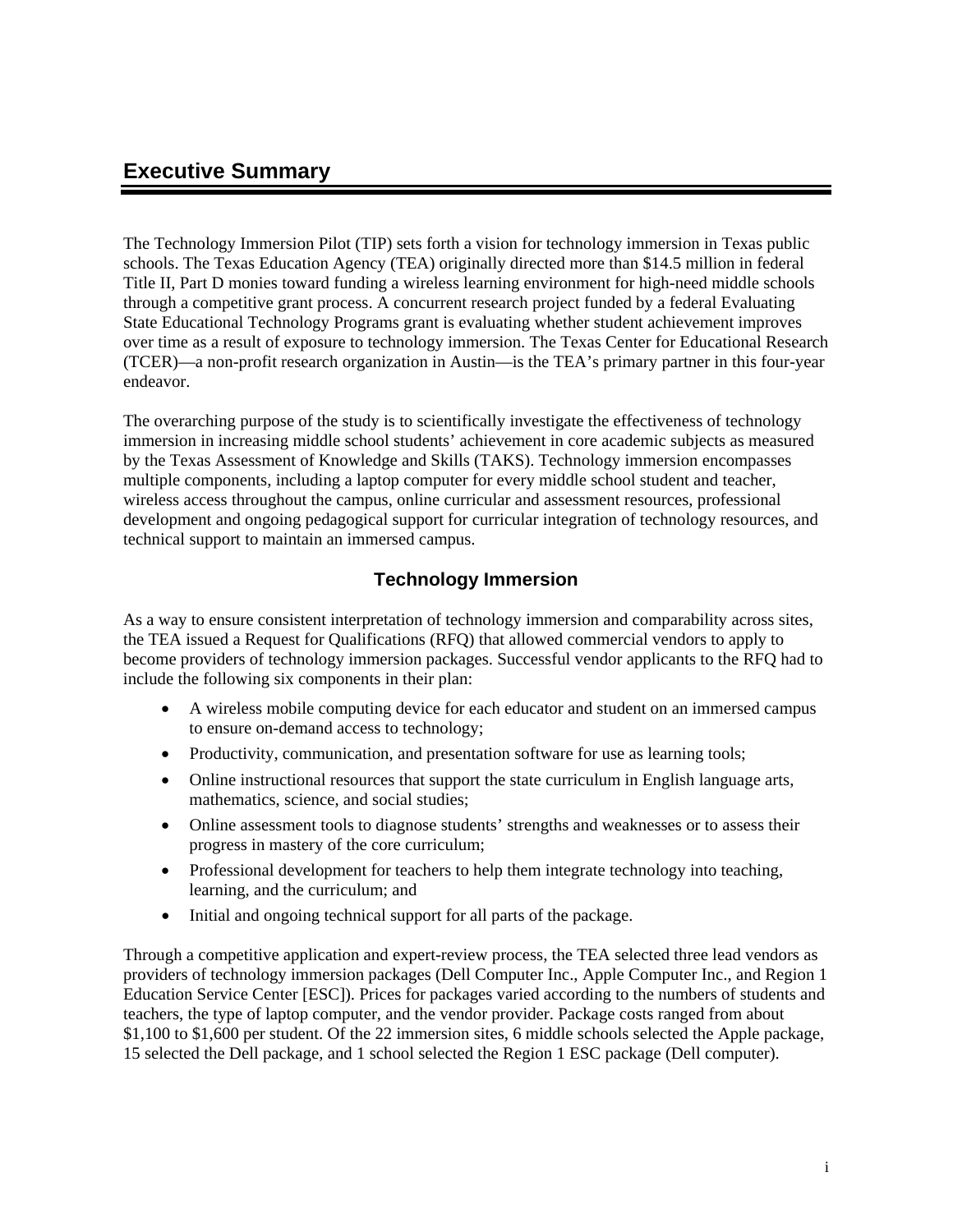# Executive Summary

The Technology Immersion Pilot (TIP) sets forth a vision for technology immersion in Texas public schools. The Texas Education Agency (TEA) originally directed more than $14.5 million in federal Title II, Part D monies toward funding a wireless learning environment for high-need middle schools through a competitive grant process. A concurrent research project funded by a federal Evaluating State Educational Technology Programs grant is evaluating whether student achievement improves over time as a result of exposure to technology immersion. The Texas Center for Educational Research (TCER)—a non-profit research organization in Austin—is the TEA's primary partner in this four-year endeavor.

The overarching purpose of the study is to scientifically investigate the effectiveness of technology immersion in increasing middle school students' achievement in core academic subjects as measured by the Texas Assessment of Knowledge and Skills (TAKS). Technology immersion encompasses multiple components, including a laptop computer for every middle school student and teacher, wireless access throughout the campus, online curricular and assessment resources, professional development and ongoing pedagogical support for curricular integration of technology resources, and technical support to maintain an immersed campus.

## Technology Immersion

As a way to ensure consistent interpretation of technology immersion and comparability across sites, the TEA issued a Request for Qualifications (RFQ) that allowed commercial vendors to apply to become providers of technology immersion packages. Successful vendor applicants to the RFQ had to include the following six components in their plan:

- A wireless mobile computing device for each educator and student on an immersed campus to ensure on-demand access to technology;
- Productivity, communication, and presentation software for use as learning tools;
- Online instructional resources that support the state curriculum in English language arts, mathematics, science, and social studies;
- Online assessment tools to diagnose students' strengths and weaknesses or to assess their progress in mastery of the core curriculum;
- Professional development for teachers to help them integrate technology into teaching, learning, and the curriculum; and
- Initial and ongoing technical support for all parts of the package.

Through a competitive application and expert-review process, the TEA selected three lead vendors as providers of technology immersion packages (Dell Computer Inc., Apple Computer Inc., and Region 1 Education Service Center [ESC]). Prices for packages varied according to the numbers of students and teachers, the type of laptop computer, and the vendor provider. Package costs ranged from about $1,100 to $1,600 per student. Of the 22 immersion sites, 6 middle schools selected the Apple package, 15 selected the Dell package, and 1 school selected the Region 1 ESC package (Dell computer).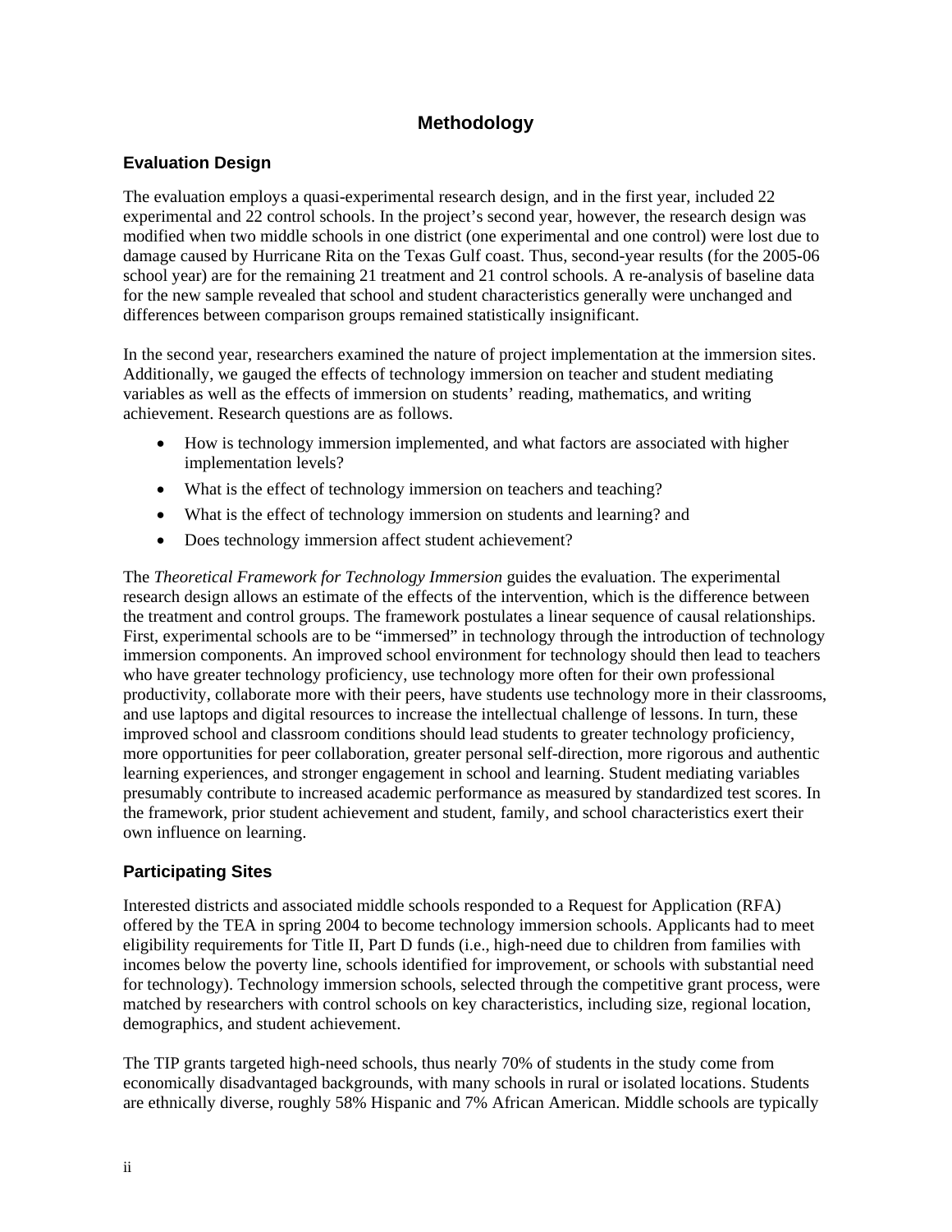# Methodology

## Evaluation Design

The evaluation employs a quasi-experimental research design, and in the first year, included 22 experimental and 22 control schools. In the project's second year, however, the research design was modified when two middle schools in one district (one experimental and one control) were lost due to damage caused by Hurricane Rita on the Texas Gulf coast. Thus, second-year results (for the 2005-06 school year) are for the remaining 21 treatment and 21 control schools. A re-analysis of baseline data for the new sample revealed that school and student characteristics generally were unchanged and differences between comparison groups remained statistically insignificant.

In the second year, researchers examined the nature of project implementation at the immersion sites. Additionally, we gauged the effects of technology immersion on teacher and student mediating variables as well as the effects of immersion on students' reading, mathematics, and writing achievement. Research questions are as follows.

- How is technology immersion implemented, and what factors are associated with higher implementation levels?
- What is the effect of technology immersion on teachers and teaching?
- What is the effect of technology immersion on students and learning? and
- Does technology immersion affect student achievement?

The *Theoretical Framework for Technology Immersion* guides the evaluation. The experimental research design allows an estimate of the effects of the intervention, which is the difference between the treatment and control groups. The framework postulates a linear sequence of causal relationships. First, experimental schools are to be "immersed" in technology through the introduction of technology immersion components. An improved school environment for technology should then lead to teachers who have greater technology proficiency, use technology more often for their own professional productivity, collaborate more with their peers, have students use technology more in their classrooms, and use laptops and digital resources to increase the intellectual challenge of lessons. In turn, these improved school and classroom conditions should lead students to greater technology proficiency, more opportunities for peer collaboration, greater personal self-direction, more rigorous and authentic learning experiences, and stronger engagement in school and learning. Student mediating variables presumably contribute to increased academic performance as measured by standardized test scores. In the framework, prior student achievement and student, family, and school characteristics exert their own influence on learning.

## Participating Sites

Interested districts and associated middle schools responded to a Request for Application (RFA) offered by the TEA in spring 2004 to become technology immersion schools. Applicants had to meet eligibility requirements for Title II, Part D funds (i.e., high-need due to children from families with incomes below the poverty line, schools identified for improvement, or schools with substantial need for technology). Technology immersion schools, selected through the competitive grant process, were matched by researchers with control schools on key characteristics, including size, regional location, demographics, and student achievement.

The TIP grants targeted high-need schools, thus nearly 70% of students in the study come from economically disadvantaged backgrounds, with many schools in rural or isolated locations. Students are ethnically diverse, roughly 58% Hispanic and 7% African American. Middle schools are typically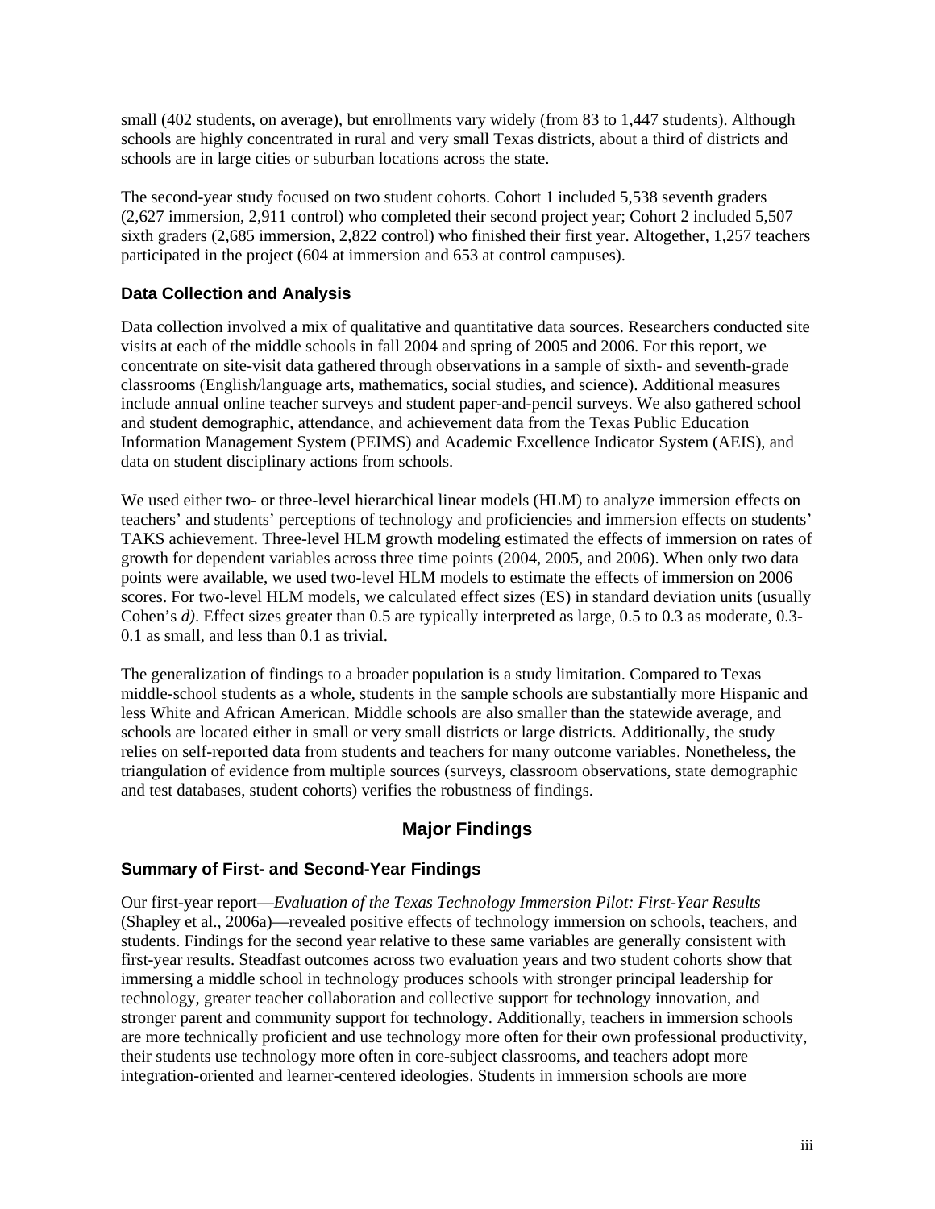small (402 students, on average), but enrollments vary widely (from 83 to 1,447 students). Although schools are highly concentrated in rural and very small Texas districts, about a third of districts and schools are in large cities or suburban locations across the state.

The second-year study focused on two student cohorts. Cohort 1 included 5,538 seventh graders (2,627 immersion, 2,911 control) who completed their second project year; Cohort 2 included 5,507 sixth graders (2,685 immersion, 2,822 control) who finished their first year. Altogether, 1,257 teachers participated in the project (604 at immersion and 653 at control campuses).

### Data Collection and Analysis

Data collection involved a mix of qualitative and quantitative data sources. Researchers conducted site visits at each of the middle schools in fall 2004 and spring of 2005 and 2006. For this report, we concentrate on site-visit data gathered through observations in a sample of sixth- and seventh-grade classrooms (English/language arts, mathematics, social studies, and science). Additional measures include annual online teacher surveys and student paper-and-pencil surveys. We also gathered school and student demographic, attendance, and achievement data from the Texas Public Education Information Management System (PEIMS) and Academic Excellence Indicator System (AEIS), and data on student disciplinary actions from schools.

We used either two- or three-level hierarchical linear models (HLM) to analyze immersion effects on teachers' and students' perceptions of technology and proficiencies and immersion effects on students' TAKS achievement. Three-level HLM growth modeling estimated the effects of immersion on rates of growth for dependent variables across three time points (2004, 2005, and 2006). When only two data points were available, we used two-level HLM models to estimate the effects of immersion on 2006 scores. For two-level HLM models, we calculated effect sizes (ES) in standard deviation units (usually Cohen's *d)*. Effect sizes greater than 0.5 are typically interpreted as large, 0.5 to 0.3 as moderate, 0.3-0.1 as small, and less than 0.1 as trivial.

The generalization of findings to a broader population is a study limitation. Compared to Texas middle-school students as a whole, students in the sample schools are substantially more Hispanic and less White and African American. Middle schools are also smaller than the statewide average, and schools are located either in small or very small districts or large districts. Additionally, the study relies on self-reported data from students and teachers for many outcome variables. Nonetheless, the triangulation of evidence from multiple sources (surveys, classroom observations, state demographic and test databases, student cohorts) verifies the robustness of findings.

## Major Findings

### Summary of First- and Second-Year Findings

Our first-year report—*Evaluation of the Texas Technology Immersion Pilot: First-Year Results* (Shapley et al., 2006a)—revealed positive effects of technology immersion on schools, teachers, and students. Findings for the second year relative to these same variables are generally consistent with first-year results. Steadfast outcomes across two evaluation years and two student cohorts show that immersing a middle school in technology produces schools with stronger principal leadership for technology, greater teacher collaboration and collective support for technology innovation, and stronger parent and community support for technology. Additionally, teachers in immersion schools are more technically proficient and use technology more often for their own professional productivity, their students use technology more often in core-subject classrooms, and teachers adopt more integration-oriented and learner-centered ideologies. Students in immersion schools are more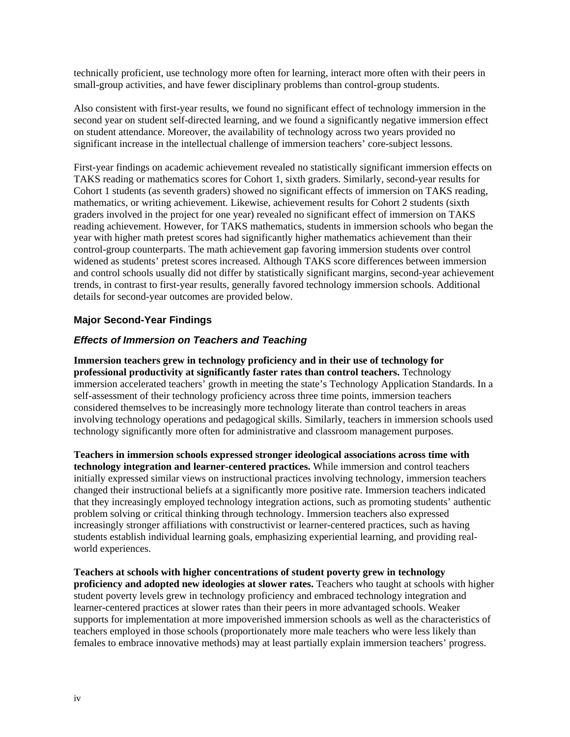technically proficient, use technology more often for learning, interact more often with their peers in small-group activities, and have fewer disciplinary problems than control-group students.

Also consistent with first-year results, we found no significant effect of technology immersion in the second year on student self-directed learning, and we found a significantly negative immersion effect on student attendance. Moreover, the availability of technology across two years provided no significant increase in the intellectual challenge of immersion teachers' core-subject lessons.

First-year findings on academic achievement revealed no statistically significant immersion effects on TAKS reading or mathematics scores for Cohort 1, sixth graders. Similarly, second-year results for Cohort 1 students (as seventh graders) showed no significant effects of immersion on TAKS reading, mathematics, or writing achievement. Likewise, achievement results for Cohort 2 students (sixth graders involved in the project for one year) revealed no significant effect of immersion on TAKS reading achievement. However, for TAKS mathematics, students in immersion schools who began the year with higher math pretest scores had significantly higher mathematics achievement than their control-group counterparts. The math achievement gap favoring immersion students over control widened as students' pretest scores increased. Although TAKS score differences between immersion and control schools usually did not differ by statistically significant margins, second-year achievement trends, in contrast to first-year results, generally favored technology immersion schools. Additional details for second-year outcomes are provided below.

## Major Second-Year Findings

### *Effects of Immersion on Teachers and Teaching*

**Immersion teachers grew in technology proficiency and in their use of technology for professional productivity at significantly faster rates than control teachers.** Technology immersion accelerated teachers' growth in meeting the state's Technology Application Standards. In a self-assessment of their technology proficiency across three time points, immersion teachers considered themselves to be increasingly more technology literate than control teachers in areas involving technology operations and pedagogical skills. Similarly, teachers in immersion schools used technology significantly more often for administrative and classroom management purposes.

**Teachers in immersion schools expressed stronger ideological associations across time with technology integration and learner-centered practices.** While immersion and control teachers initially expressed similar views on instructional practices involving technology, immersion teachers changed their instructional beliefs at a significantly more positive rate. Immersion teachers indicated that they increasingly employed technology integration actions, such as promoting students' authentic problem solving or critical thinking through technology. Immersion teachers also expressed increasingly stronger affiliations with constructivist or learner-centered practices, such as having students establish individual learning goals, emphasizing experiential learning, and providing real-world experiences.

**Teachers at schools with higher concentrations of student poverty grew in technology proficiency and adopted new ideologies at slower rates.** Teachers who taught at schools with higher student poverty levels grew in technology proficiency and embraced technology integration and learner-centered practices at slower rates than their peers in more advantaged schools. Weaker supports for implementation at more impoverished immersion schools as well as the characteristics of teachers employed in those schools (proportionately more male teachers who were less likely than females to embrace innovative methods) may at least partially explain immersion teachers' progress.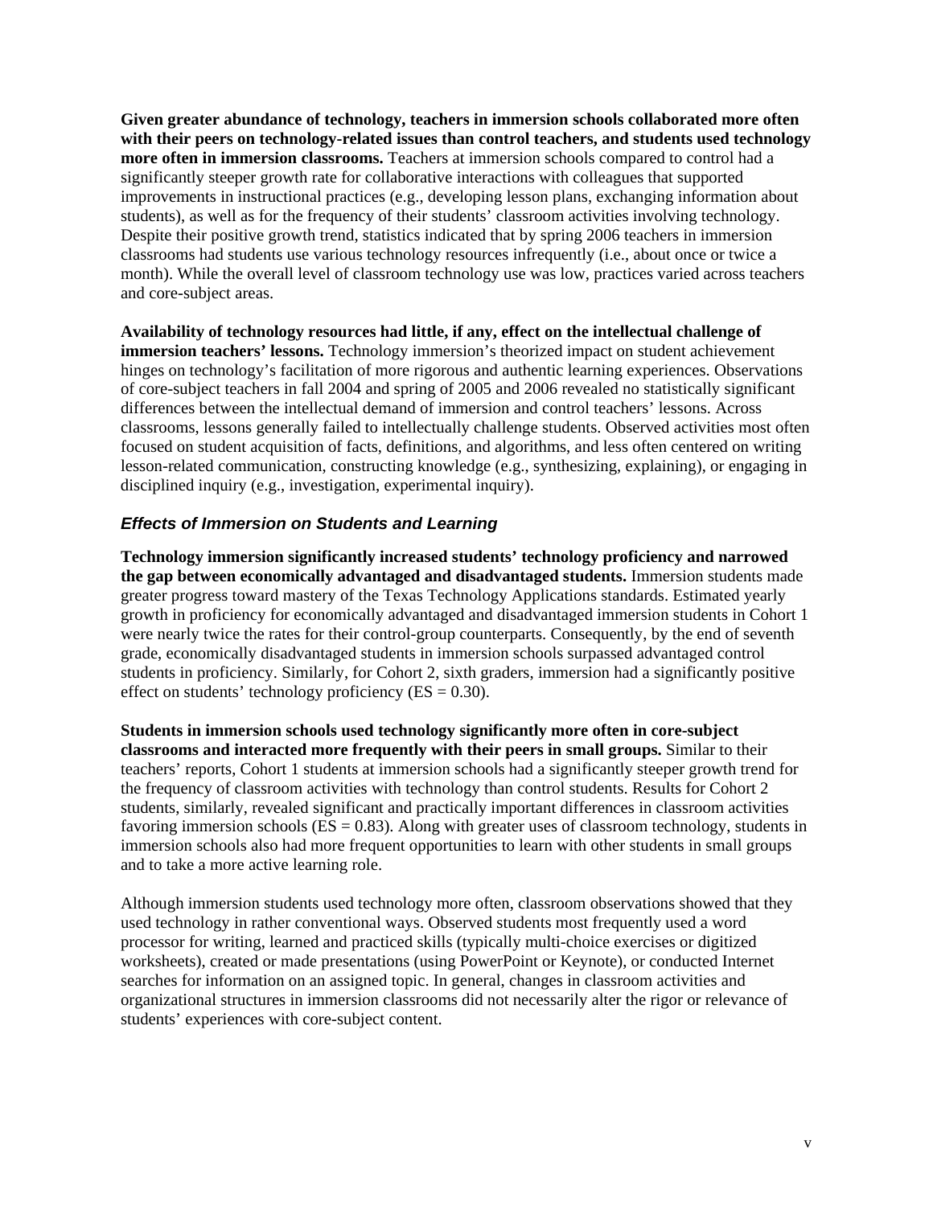**Given greater abundance of technology, teachers in immersion schools collaborated more often with their peers on technology-related issues than control teachers, and students used technology more often in immersion classrooms.** Teachers at immersion schools compared to control had a significantly steeper growth rate for collaborative interactions with colleagues that supported improvements in instructional practices (e.g., developing lesson plans, exchanging information about students), as well as for the frequency of their students' classroom activities involving technology. Despite their positive growth trend, statistics indicated that by spring 2006 teachers in immersion classrooms had students use various technology resources infrequently (i.e., about once or twice a month). While the overall level of classroom technology use was low, practices varied across teachers and core-subject areas.

**Availability of technology resources had little, if any, effect on the intellectual challenge of immersion teachers' lessons.** Technology immersion's theorized impact on student achievement hinges on technology's facilitation of more rigorous and authentic learning experiences. Observations of core-subject teachers in fall 2004 and spring of 2005 and 2006 revealed no statistically significant differences between the intellectual demand of immersion and control teachers' lessons. Across classrooms, lessons generally failed to intellectually challenge students. Observed activities most often focused on student acquisition of facts, definitions, and algorithms, and less often centered on writing lesson-related communication, constructing knowledge (e.g., synthesizing, explaining), or engaging in disciplined inquiry (e.g., investigation, experimental inquiry).

### *Effects of Immersion on Students and Learning*

**Technology immersion significantly increased students' technology proficiency and narrowed the gap between economically advantaged and disadvantaged students.** Immersion students made greater progress toward mastery of the Texas Technology Applications standards. Estimated yearly growth in proficiency for economically advantaged and disadvantaged immersion students in Cohort 1 were nearly twice the rates for their control-group counterparts. Consequently, by the end of seventh grade, economically disadvantaged students in immersion schools surpassed advantaged control students in proficiency. Similarly, for Cohort 2, sixth graders, immersion had a significantly positive effect on students' technology proficiency (ES = 0.30).

**Students in immersion schools used technology significantly more often in core-subject classrooms and interacted more frequently with their peers in small groups.** Similar to their teachers' reports, Cohort 1 students at immersion schools had a significantly steeper growth trend for the frequency of classroom activities with technology than control students. Results for Cohort 2 students, similarly, revealed significant and practically important differences in classroom activities favoring immersion schools (ES = 0.83). Along with greater uses of classroom technology, students in immersion schools also had more frequent opportunities to learn with other students in small groups and to take a more active learning role.

Although immersion students used technology more often, classroom observations showed that they used technology in rather conventional ways. Observed students most frequently used a word processor for writing, learned and practiced skills (typically multi-choice exercises or digitized worksheets), created or made presentations (using PowerPoint or Keynote), or conducted Internet searches for information on an assigned topic. In general, changes in classroom activities and organizational structures in immersion classrooms did not necessarily alter the rigor or relevance of students' experiences with core-subject content.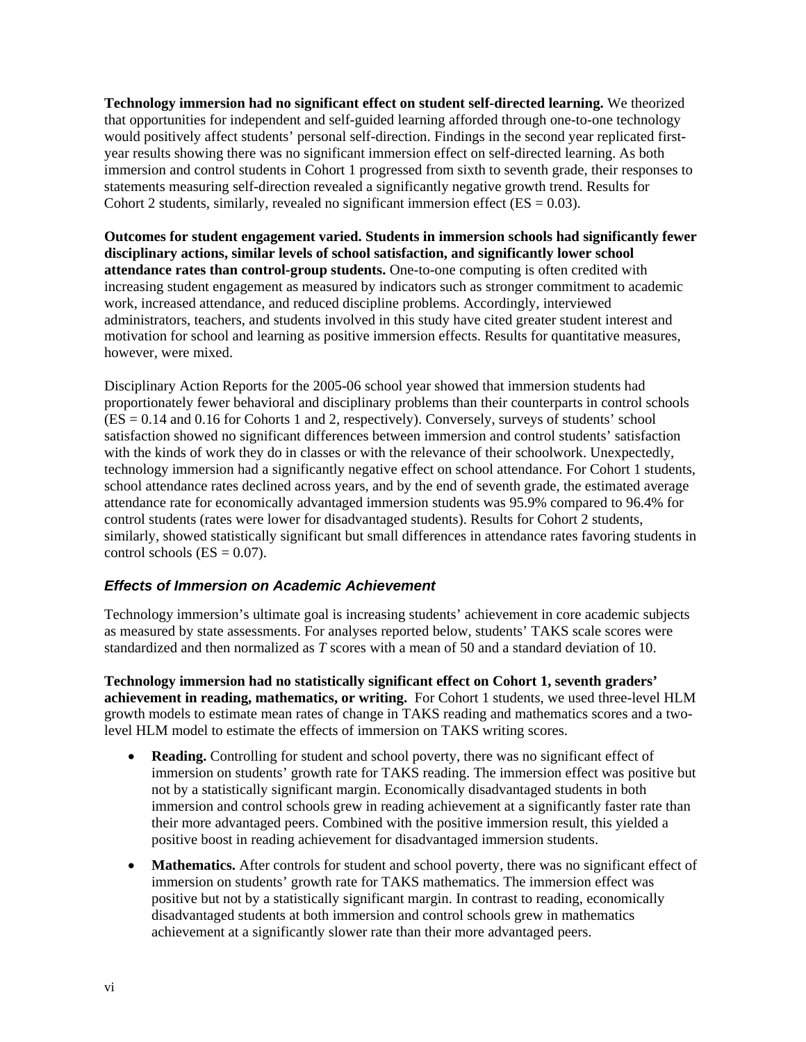**Technology immersion had no significant effect on student self-directed learning.** We theorized that opportunities for independent and self-guided learning afforded through one-to-one technology would positively affect students' personal self-direction. Findings in the second year replicated first-year results showing there was no significant immersion effect on self-directed learning. As both immersion and control students in Cohort 1 progressed from sixth to seventh grade, their responses to statements measuring self-direction revealed a significantly negative growth trend. Results for Cohort 2 students, similarly, revealed no significant immersion effect (ES = 0.03).

**Outcomes for student engagement varied. Students in immersion schools had significantly fewer disciplinary actions, similar levels of school satisfaction, and significantly lower school attendance rates than control-group students.** One-to-one computing is often credited with increasing student engagement as measured by indicators such as stronger commitment to academic work, increased attendance, and reduced discipline problems. Accordingly, interviewed administrators, teachers, and students involved in this study have cited greater student interest and motivation for school and learning as positive immersion effects. Results for quantitative measures, however, were mixed.

Disciplinary Action Reports for the 2005-06 school year showed that immersion students had proportionately fewer behavioral and disciplinary problems than their counterparts in control schools (ES = 0.14 and 0.16 for Cohorts 1 and 2, respectively). Conversely, surveys of students' school satisfaction showed no significant differences between immersion and control students' satisfaction with the kinds of work they do in classes or with the relevance of their schoolwork. Unexpectedly, technology immersion had a significantly negative effect on school attendance. For Cohort 1 students, school attendance rates declined across years, and by the end of seventh grade, the estimated average attendance rate for economically advantaged immersion students was 95.9% compared to 96.4% for control students (rates were lower for disadvantaged students). Results for Cohort 2 students, similarly, showed statistically significant but small differences in attendance rates favoring students in control schools (ES = 0.07).

### *Effects of Immersion on Academic Achievement*

Technology immersion's ultimate goal is increasing students' achievement in core academic subjects as measured by state assessments. For analyses reported below, students' TAKS scale scores were standardized and then normalized as *T* scores with a mean of 50 and a standard deviation of 10.

**Technology immersion had no statistically significant effect on Cohort 1, seventh graders' achievement in reading, mathematics, or writing.** For Cohort 1 students, we used three-level HLM growth models to estimate mean rates of change in TAKS reading and mathematics scores and a two-level HLM model to estimate the effects of immersion on TAKS writing scores.

- **Reading.** Controlling for student and school poverty, there was no significant effect of immersion on students' growth rate for TAKS reading. The immersion effect was positive but not by a statistically significant margin. Economically disadvantaged students in both immersion and control schools grew in reading achievement at a significantly faster rate than their more advantaged peers. Combined with the positive immersion result, this yielded a positive boost in reading achievement for disadvantaged immersion students.
- **Mathematics.** After controls for student and school poverty, there was no significant effect of immersion on students' growth rate for TAKS mathematics. The immersion effect was positive but not by a statistically significant margin. In contrast to reading, economically disadvantaged students at both immersion and control schools grew in mathematics achievement at a significantly slower rate than their more advantaged peers.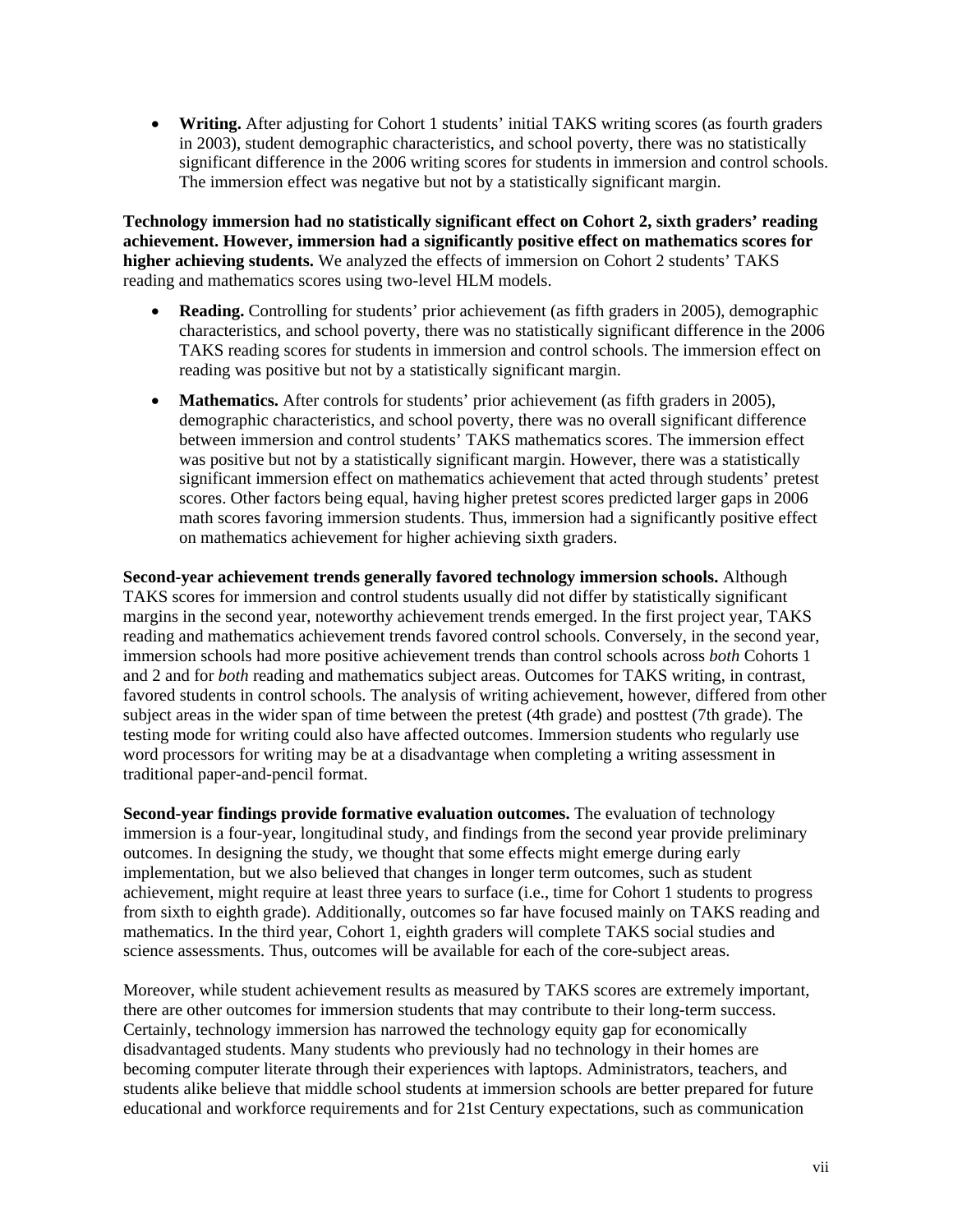- **Writing.** After adjusting for Cohort 1 students' initial TAKS writing scores (as fourth graders in 2003), student demographic characteristics, and school poverty, there was no statistically significant difference in the 2006 writing scores for students in immersion and control schools. The immersion effect was negative but not by a statistically significant margin.

**Technology immersion had no statistically significant effect on Cohort 2, sixth graders' reading achievement. However, immersion had a significantly positive effect on mathematics scores for higher achieving students.** We analyzed the effects of immersion on Cohort 2 students' TAKS reading and mathematics scores using two-level HLM models.

- **Reading.** Controlling for students' prior achievement (as fifth graders in 2005), demographic characteristics, and school poverty, there was no statistically significant difference in the 2006 TAKS reading scores for students in immersion and control schools. The immersion effect on reading was positive but not by a statistically significant margin.
- **Mathematics.** After controls for students' prior achievement (as fifth graders in 2005), demographic characteristics, and school poverty, there was no overall significant difference between immersion and control students' TAKS mathematics scores. The immersion effect was positive but not by a statistically significant margin. However, there was a statistically significant immersion effect on mathematics achievement that acted through students' pretest scores. Other factors being equal, having higher pretest scores predicted larger gaps in 2006 math scores favoring immersion students. Thus, immersion had a significantly positive effect on mathematics achievement for higher achieving sixth graders.

**Second-year achievement trends generally favored technology immersion schools.** Although TAKS scores for immersion and control students usually did not differ by statistically significant margins in the second year, noteworthy achievement trends emerged. In the first project year, TAKS reading and mathematics achievement trends favored control schools. Conversely, in the second year, immersion schools had more positive achievement trends than control schools across *both* Cohorts 1 and 2 and for *both* reading and mathematics subject areas. Outcomes for TAKS writing, in contrast, favored students in control schools. The analysis of writing achievement, however, differed from other subject areas in the wider span of time between the pretest (4th grade) and posttest (7th grade). The testing mode for writing could also have affected outcomes. Immersion students who regularly use word processors for writing may be at a disadvantage when completing a writing assessment in traditional paper-and-pencil format.

**Second-year findings provide formative evaluation outcomes.** The evaluation of technology immersion is a four-year, longitudinal study, and findings from the second year provide preliminary outcomes. In designing the study, we thought that some effects might emerge during early implementation, but we also believed that changes in longer term outcomes, such as student achievement, might require at least three years to surface (i.e., time for Cohort 1 students to progress from sixth to eighth grade). Additionally, outcomes so far have focused mainly on TAKS reading and mathematics. In the third year, Cohort 1, eighth graders will complete TAKS social studies and science assessments. Thus, outcomes will be available for each of the core-subject areas.

Moreover, while student achievement results as measured by TAKS scores are extremely important, there are other outcomes for immersion students that may contribute to their long-term success. Certainly, technology immersion has narrowed the technology equity gap for economically disadvantaged students. Many students who previously had no technology in their homes are becoming computer literate through their experiences with laptops. Administrators, teachers, and students alike believe that middle school students at immersion schools are better prepared for future educational and workforce requirements and for 21st Century expectations, such as communication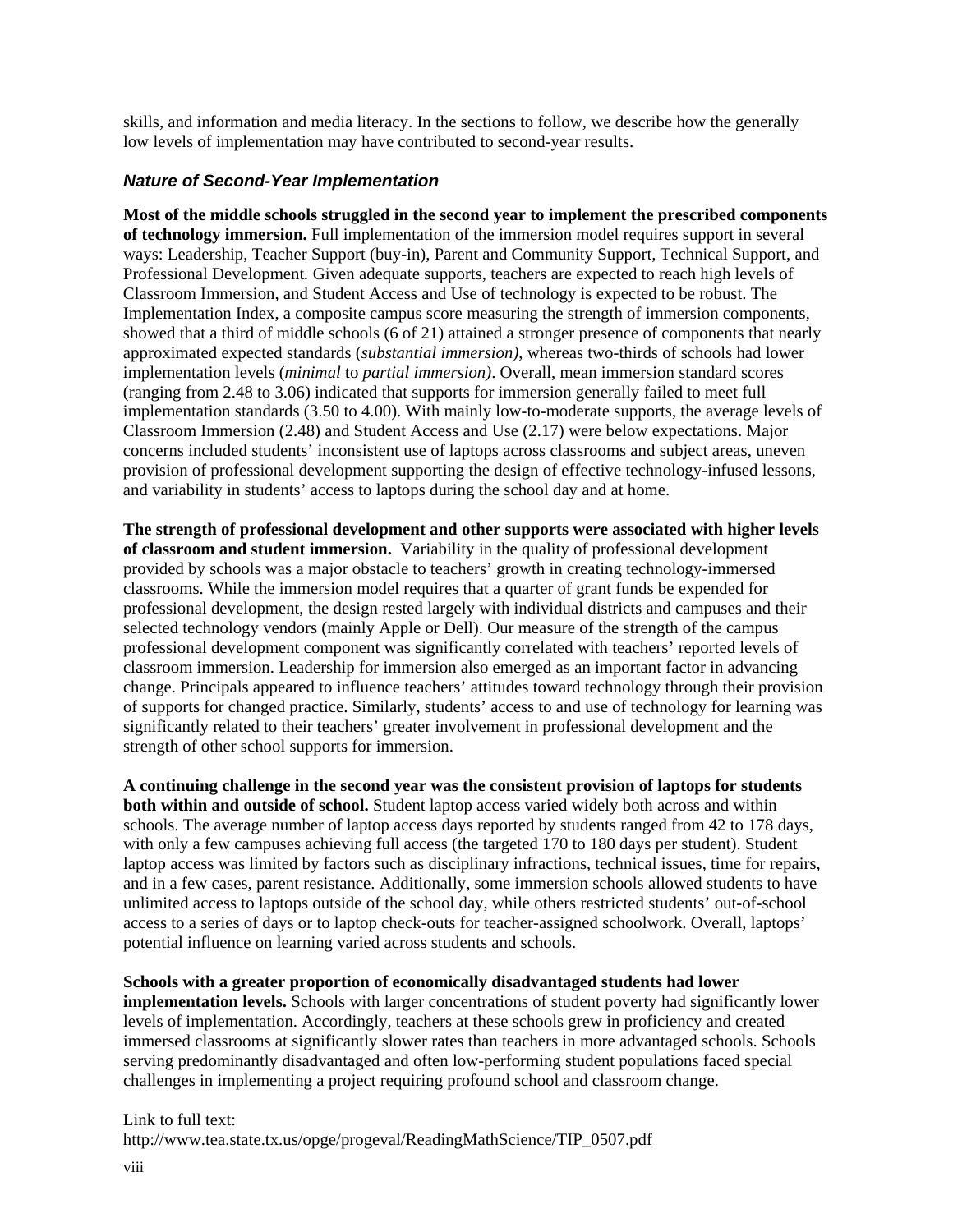skills, and information and media literacy. In the sections to follow, we describe how the generally low levels of implementation may have contributed to second-year results.

### *Nature of Second-Year Implementation*

**Most of the middle schools struggled in the second year to implement the prescribed components of technology immersion.** Full implementation of the immersion model requires support in several ways: Leadership, Teacher Support (buy-in), Parent and Community Support, Technical Support, and Professional Development. Given adequate supports, teachers are expected to reach high levels of Classroom Immersion, and Student Access and Use of technology is expected to be robust. The Implementation Index, a composite campus score measuring the strength of immersion components, showed that a third of middle schools (6 of 21) attained a stronger presence of components that nearly approximated expected standards (*substantial immersion)*, whereas two-thirds of schools had lower implementation levels (*minimal* to *partial immersion)*. Overall, mean immersion standard scores (ranging from 2.48 to 3.06) indicated that supports for immersion generally failed to meet full implementation standards (3.50 to 4.00). With mainly low-to-moderate supports, the average levels of Classroom Immersion (2.48) and Student Access and Use (2.17) were below expectations. Major concerns included students' inconsistent use of laptops across classrooms and subject areas, uneven provision of professional development supporting the design of effective technology-infused lessons, and variability in students' access to laptops during the school day and at home.

**The strength of professional development and other supports were associated with higher levels of classroom and student immersion.** Variability in the quality of professional development provided by schools was a major obstacle to teachers' growth in creating technology-immersed classrooms. While the immersion model requires that a quarter of grant funds be expended for professional development, the design rested largely with individual districts and campuses and their selected technology vendors (mainly Apple or Dell). Our measure of the strength of the campus professional development component was significantly correlated with teachers' reported levels of classroom immersion. Leadership for immersion also emerged as an important factor in advancing change. Principals appeared to influence teachers' attitudes toward technology through their provision of supports for changed practice. Similarly, students' access to and use of technology for learning was significantly related to their teachers' greater involvement in professional development and the strength of other school supports for immersion.

**A continuing challenge in the second year was the consistent provision of laptops for students both within and outside of school.** Student laptop access varied widely both across and within schools. The average number of laptop access days reported by students ranged from 42 to 178 days, with only a few campuses achieving full access (the targeted 170 to 180 days per student). Student laptop access was limited by factors such as disciplinary infractions, technical issues, time for repairs, and in a few cases, parent resistance. Additionally, some immersion schools allowed students to have unlimited access to laptops outside of the school day, while others restricted students' out-of-school access to a series of days or to laptop check-outs for teacher-assigned schoolwork. Overall, laptops' potential influence on learning varied across students and schools.

**Schools with a greater proportion of economically disadvantaged students had lower implementation levels.** Schools with larger concentrations of student poverty had significantly lower levels of implementation. Accordingly, teachers at these schools grew in proficiency and created immersed classrooms at significantly slower rates than teachers in more advantaged schools. Schools serving predominantly disadvantaged and often low-performing student populations faced special challenges in implementing a project requiring profound school and classroom change.

Link to full text:
http://www.tea.state.tx.us/opge/progeval/ReadingMathScience/TIP_0507.pdf